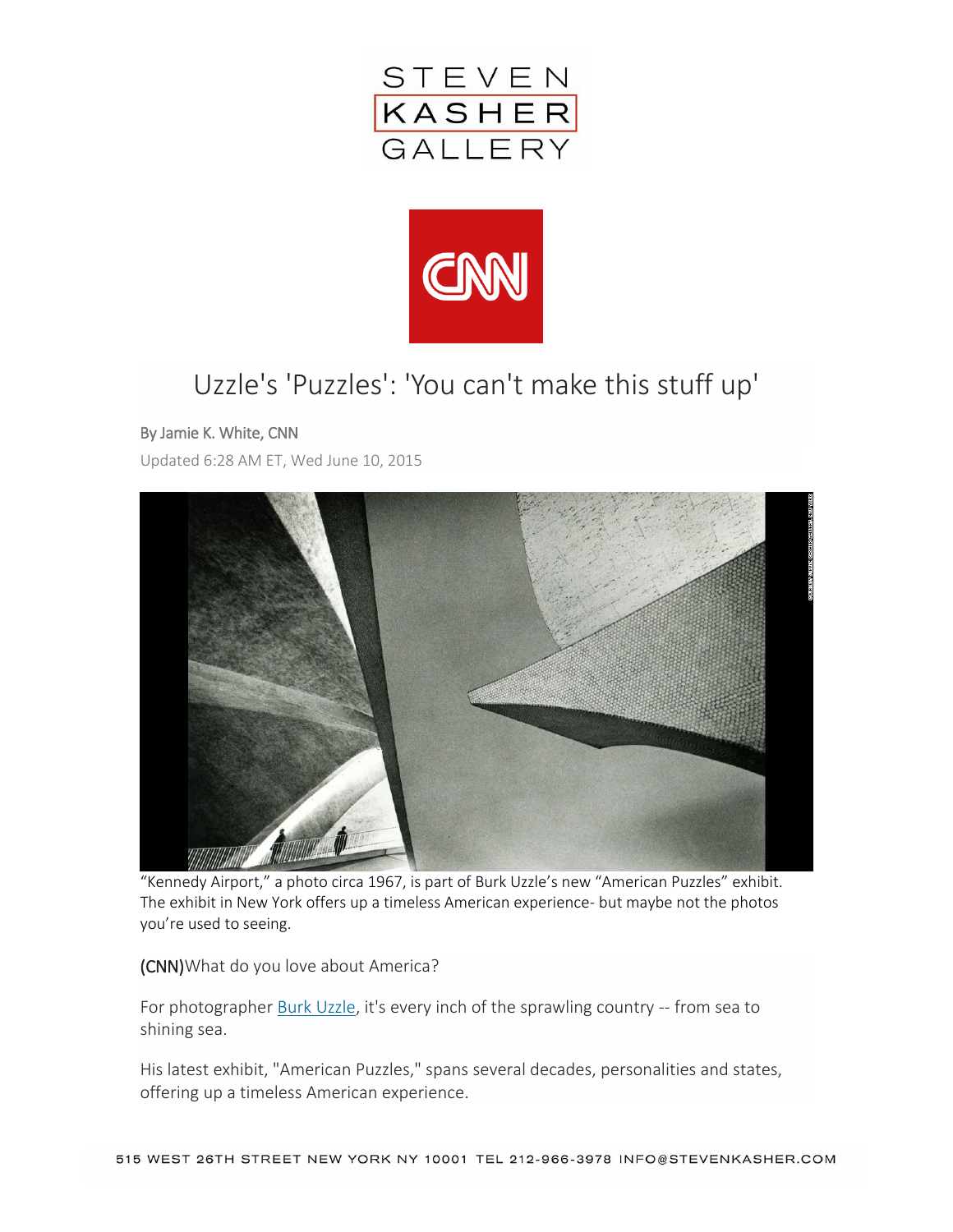# Uzzle's 'Puzzles': 'You can't make this stuff up'

By Jamie K. White, CNN

Updated 6:28 AM ET, Wed June 10, 2015

"Kennedy Airport," a photo circa 1967, is part of Burk Uzzle's new "American Puzzles" exhibit. The exhibit in New York offers up a timeless American experience- but maybe not the photos you're used to seeing.

**(CNN)**What do you love about America?

For photographer Burk Uzzle, it's every inch of the sprawling country -- from sea to shining sea.

His latest exhibit, "American Puzzles," spans several decades, personalities and states, offering up a timeless American experience.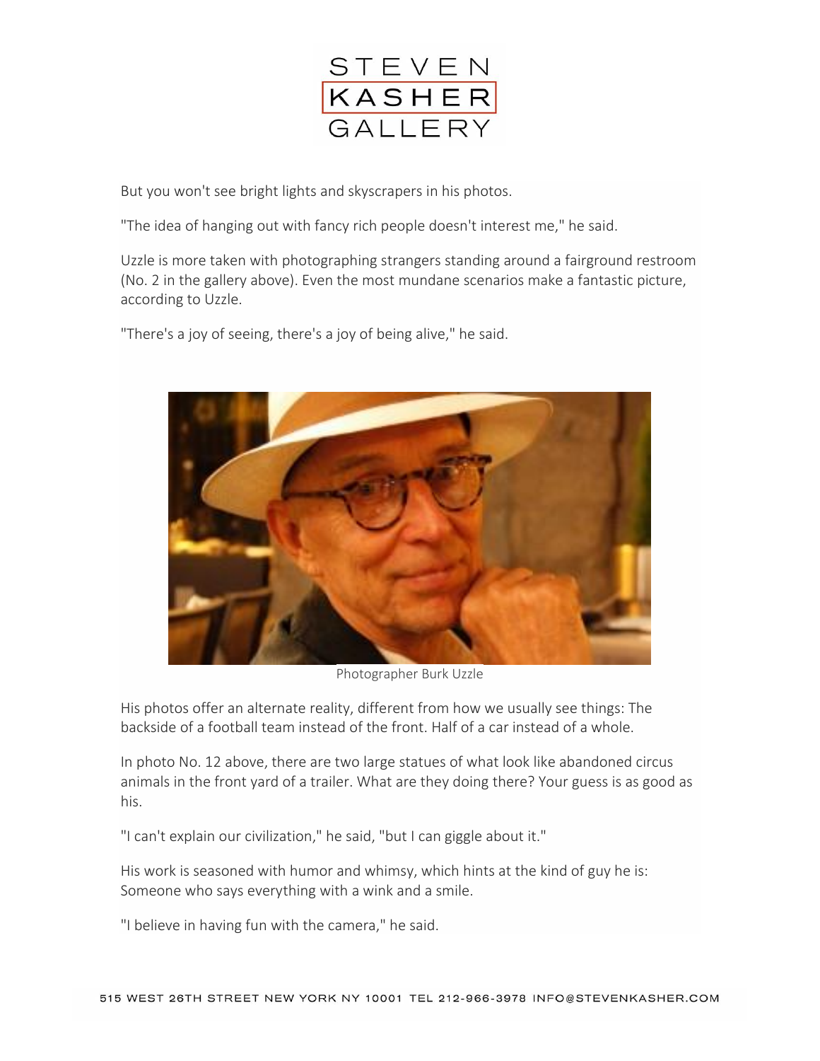But you won't see bright lights and skyscrapers in his photos.

"The idea of hanging out with fancy rich people doesn't interest me," he said.

Uzzle is more taken with photographing strangers standing around a fairground restroom (No. 2 in the gallery above). Even the most mundane scenarios make a fantastic picture, according to Uzzle.

"There's a joy of seeing, there's a joy of being alive," he said.

Photographer Burk Uzzle

His photos offer an alternate reality, different from how we usually see things: The backside of a football team instead of the front. Half of a car instead of a whole.

In photo No. 12 above, there are two large statues of what look like abandoned circus animals in the front yard of a trailer. What are they doing there? Your guess is as good as his.

"I can't explain our civilization," he said, "but I can giggle about it."

His work is seasoned with humor and whimsy, which hints at the kind of guy he is: Someone who says everything with a wink and a smile.

"I believe in having fun with the camera," he said.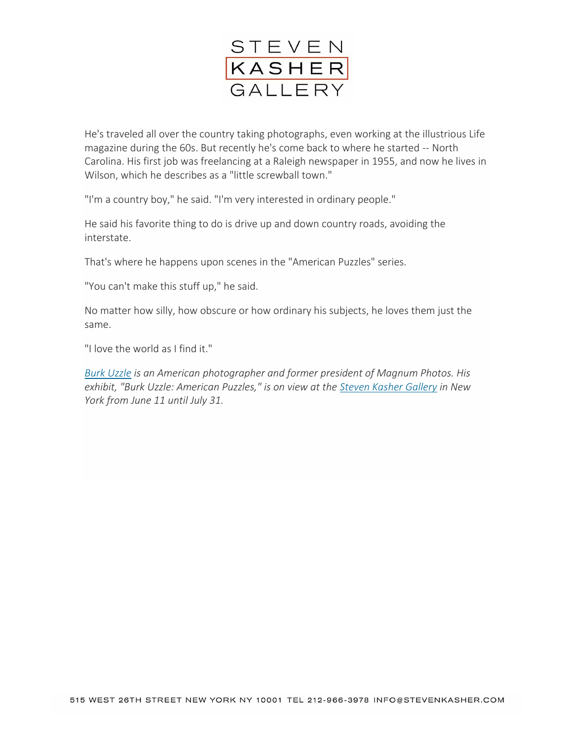He's traveled all over the country taking photographs, even working at the illustrious Life magazine during the 60s. But recently he's come back to where he started -- North Carolina. His first job was freelancing at a Raleigh newspaper in 1955, and now he lives in Wilson, which he describes as a "little screwball town."

"I'm a country boy," he said. "I'm very interested in ordinary people."

He said his favorite thing to do is drive up and down country roads, avoiding the interstate.

That's where he happens upon scenes in the "American Puzzles" series.

"You can't make this stuff up," he said.

No matter how silly, how obscure or how ordinary his subjects, he loves them just the same.

"I love the world as I find it."

*Burk Uzzle is an American photographer and former president of Magnum Photos. His exhibit, "Burk Uzzle: American Puzzles," is on view at the Steven Kasher Gallery in New York from June 11 until July 31.*